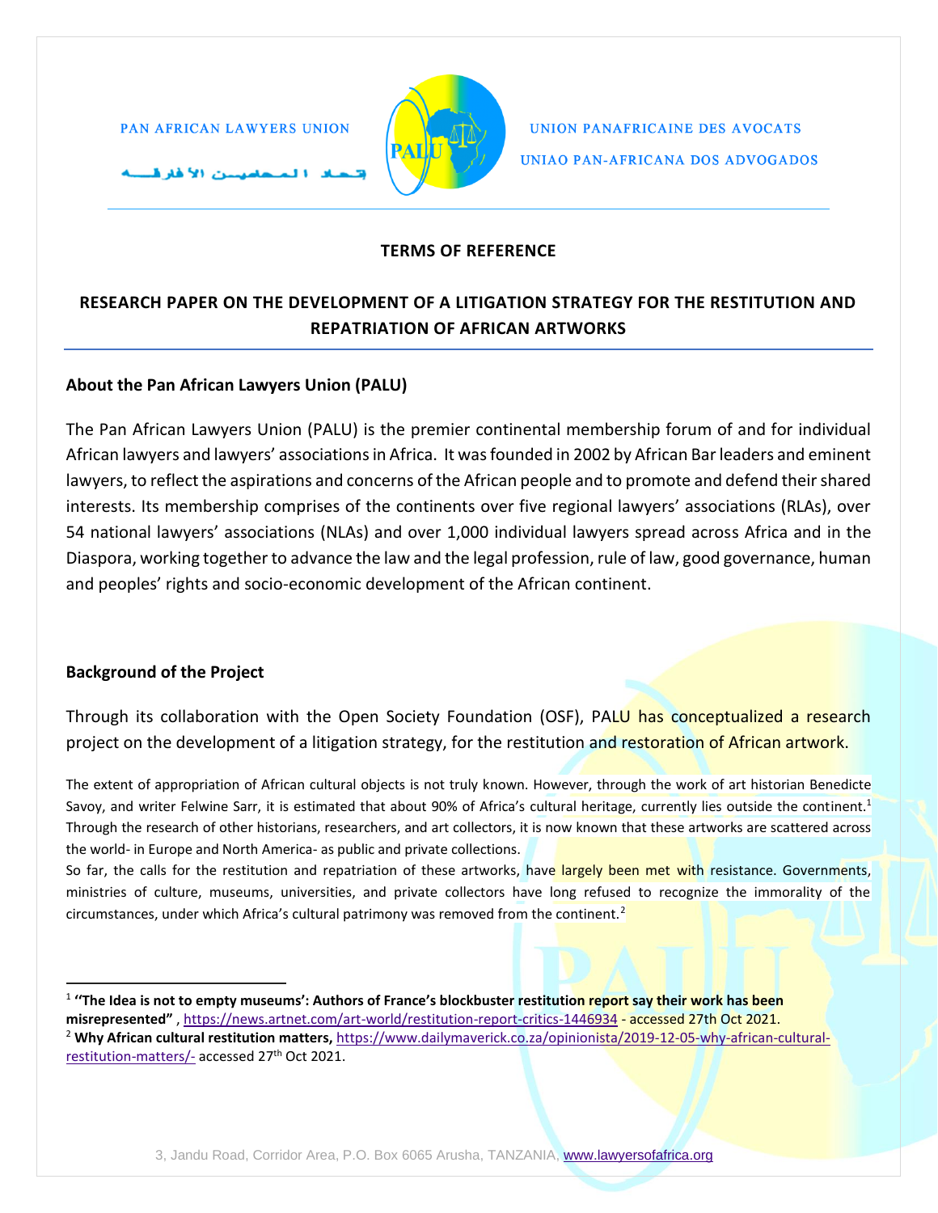PAN AFRICAN LAWYERS UNION

اتحاد المحامين الأفارقة

UNION PANAFRICAINE DES AVOCATS

UNIAO PAN-AFRICANA DOS ADVOGADOS

**TERMS OF REFERENCE**

# RESEARCH PAPER ON THE DEVELOPMENT OF A LITIGATION STRATEGY FOR THE RESTITUTION AND REPATRIATION OF AFRICAN ARTWORKS

## About the Pan African Lawyers Union (PALU)

The Pan African Lawyers Union (PALU) is the premier continental membership forum of and for individual African lawyers and lawyers' associations in Africa. It was founded in 2002 by African Bar leaders and eminent lawyers, to reflect the aspirations and concerns of the African people and to promote and defend their shared interests. Its membership comprises of the continents over five regional lawyers' associations (RLAs), over 54 national lawyers' associations (NLAs) and over 1,000 individual lawyers spread across Africa and in the Diaspora, working together to advance the law and the legal profession, rule of law, good governance, human and peoples' rights and socio-economic development of the African continent.

## Background of the Project

Through its collaboration with the Open Society Foundation (OSF), PALU has conceptualized a research project on the development of a litigation strategy, for the restitution and restoration of African artwork.

The extent of appropriation of African cultural objects is not truly known. However, through the work of art historian Benedicte Savoy, and writer Felwine Sarr, it is estimated that about 90% of Africa's cultural heritage, currently lies outside the continent.[1] Through the research of other historians, researchers, and art collectors, it is now known that these artworks are scattered across the world- in Europe and North America- as public and private collections.

So far, the calls for the restitution and repatriation of these artworks, have largely been met with resistance. Governments, ministries of culture, museums, universities, and private collectors have long refused to recognize the immorality of the circumstances, under which Africa's cultural patrimony was removed from the continent.[2]

---

[1] **"The Idea is not to empty museums': Authors of France's blockbuster restitution report say their work has been misrepresented"** , https://news.artnet.com/art-world/restitution-report-critics-1446934 - accessed 27th Oct 2021.

[2] **Why African cultural restitution matters,** https://www.dailymaverick.co.za/opinionista/2019-12-05-why-african-cultural-restitution-matters/- accessed 27th Oct 2021.

3, Jandu Road, Corridor Area, P.O. Box 6065 Arusha, TANZANIA, www.lawyersofafrica.org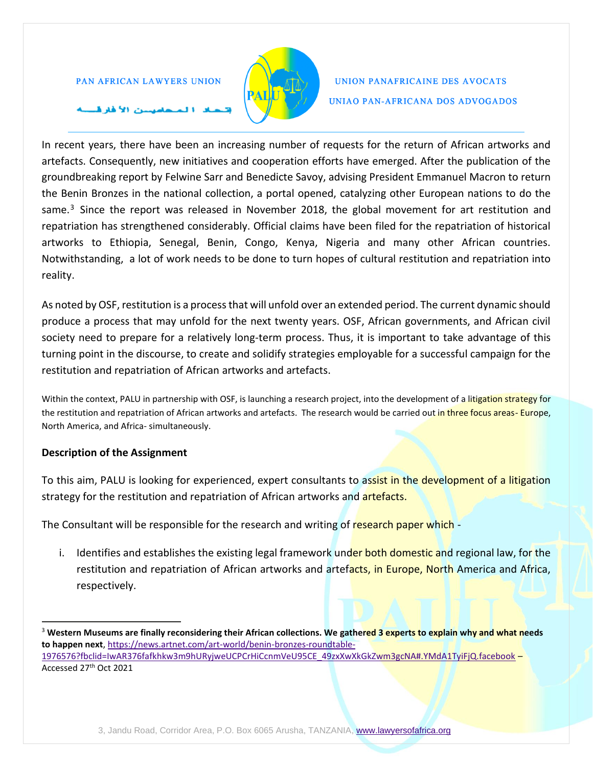In recent years, there have been an increasing number of requests for the return of African artworks and artefacts. Consequently, new initiatives and cooperation efforts have emerged. After the publication of the groundbreaking report by Felwine Sarr and Benedicte Savoy, advising President Emmanuel Macron to return the Benin Bronzes in the national collection, a portal opened, catalyzing other European nations to do the same.[3] Since the report was released in November 2018, the global movement for art restitution and repatriation has strengthened considerably. Official claims have been filed for the repatriation of historical artworks to Ethiopia, Senegal, Benin, Congo, Kenya, Nigeria and many other African countries. Notwithstanding, a lot of work needs to be done to turn hopes of cultural restitution and repatriation into reality.

As noted by OSF, restitution is a process that will unfold over an extended period. The current dynamic should produce a process that may unfold for the next twenty years. OSF, African governments, and African civil society need to prepare for a relatively long-term process. Thus, it is important to take advantage of this turning point in the discourse, to create and solidify strategies employable for a successful campaign for the restitution and repatriation of African artworks and artefacts.

Within the context, PALU in partnership with OSF, is launching a research project, into the development of a litigation strategy for the restitution and repatriation of African artworks and artefacts. The research would be carried out in three focus areas- Europe, North America, and Africa- simultaneously.

### Description of the Assignment

To this aim, PALU is looking for experienced, expert consultants to assist in the development of a litigation strategy for the restitution and repatriation of African artworks and artefacts.

The Consultant will be responsible for the research and writing of research paper which -

i. Identifies and establishes the existing legal framework under both domestic and regional law, for the restitution and repatriation of African artworks and artefacts, in Europe, North America and Africa, respectively.

---

[3] **Western Museums are finally reconsidering their African collections. We gathered 3 experts to explain why and what needs to happen next**, https://news.artnet.com/art-world/benin-bronzes-roundtable-1976576?fbclid=IwAR376fafkhkw3m9hURyjweUCPCrHiCcnmVeU95CE_49zxXwXkGkZwm3gcNA#.YMdA1TyiFjQ.facebook – Accessed 27th Oct 2021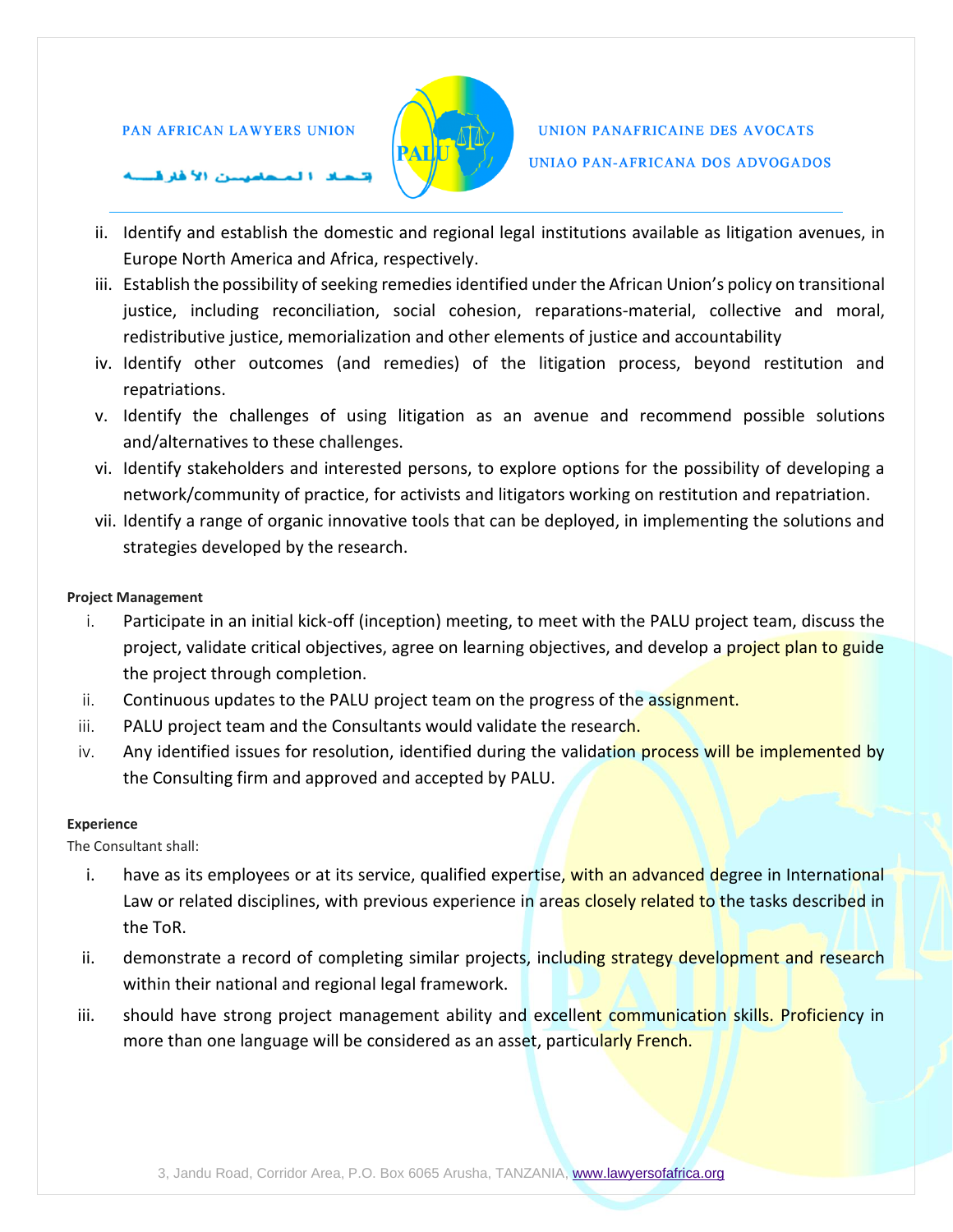ii. Identify and establish the domestic and regional legal institutions available as litigation avenues, in Europe North America and Africa, respectively.

iii. Establish the possibility of seeking remedies identified under the African Union's policy on transitional justice, including reconciliation, social cohesion, reparations-material, collective and moral, redistributive justice, memorialization and other elements of justice and accountability

iv. Identify other outcomes (and remedies) of the litigation process, beyond restitution and repatriations.

v. Identify the challenges of using litigation as an avenue and recommend possible solutions and/alternatives to these challenges.

vi. Identify stakeholders and interested persons, to explore options for the possibility of developing a network/community of practice, for activists and litigators working on restitution and repatriation.

vii. Identify a range of organic innovative tools that can be deployed, in implementing the solutions and strategies developed by the research.

**Project Management**

i. Participate in an initial kick-off (inception) meeting, to meet with the PALU project team, discuss the project, validate critical objectives, agree on learning objectives, and develop a project plan to guide the project through completion.

ii. Continuous updates to the PALU project team on the progress of the assignment.

iii. PALU project team and the Consultants would validate the research.

iv. Any identified issues for resolution, identified during the validation process will be implemented by the Consulting firm and approved and accepted by PALU.

**Experience**

The Consultant shall:

i. have as its employees or at its service, qualified expertise, with an advanced degree in International Law or related disciplines, with previous experience in areas closely related to the tasks described in the ToR.

ii. demonstrate a record of completing similar projects, including strategy development and research within their national and regional legal framework.

iii. should have strong project management ability and excellent communication skills. Proficiency in more than one language will be considered as an asset, particularly French.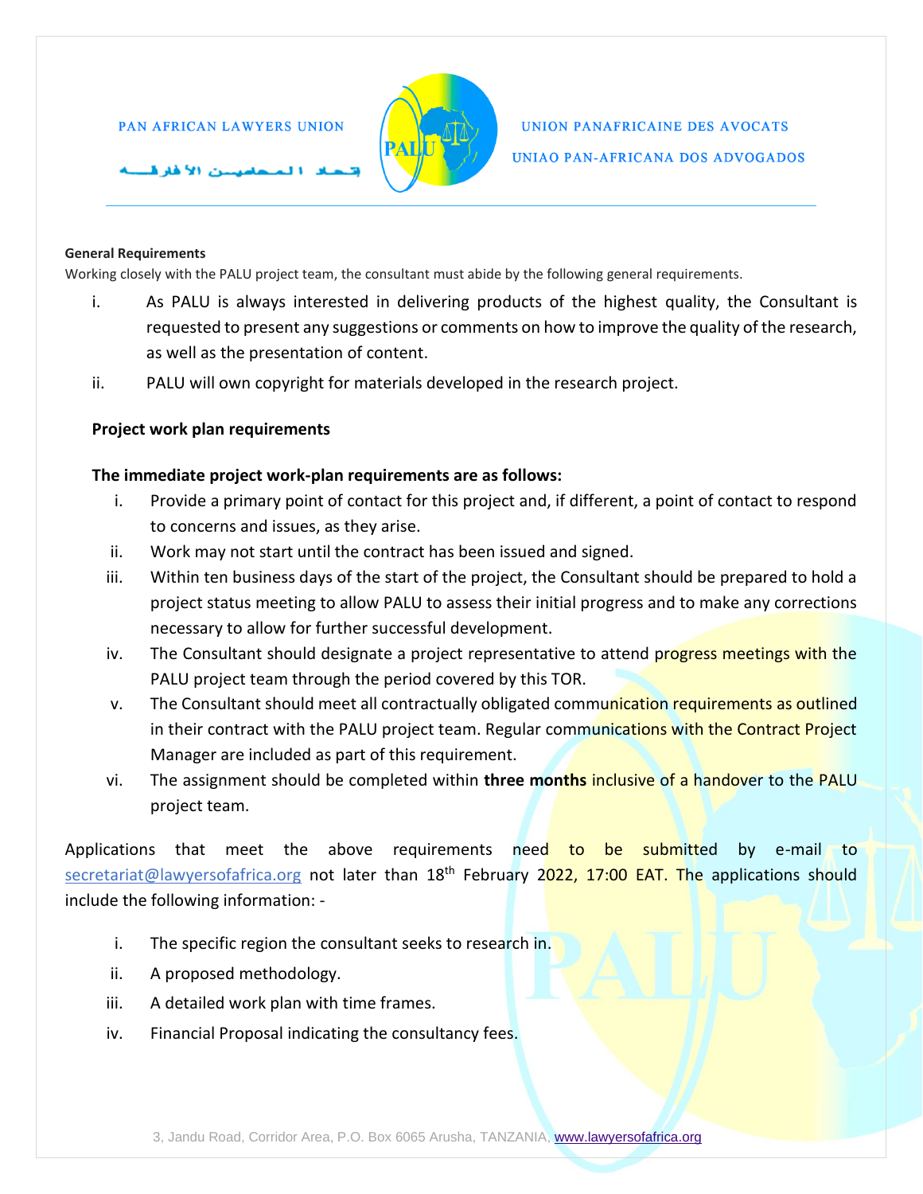#### General Requirements

Working closely with the PALU project team, the consultant must abide by the following general requirements.

i. As PALU is always interested in delivering products of the highest quality, the Consultant is requested to present any suggestions or comments on how to improve the quality of the research, as well as the presentation of content.

ii. PALU will own copyright for materials developed in the research project.

**Project work plan requirements**

**The immediate project work-plan requirements are as follows:**

i. Provide a primary point of contact for this project and, if different, a point of contact to respond to concerns and issues, as they arise.

ii. Work may not start until the contract has been issued and signed.

iii. Within ten business days of the start of the project, the Consultant should be prepared to hold a project status meeting to allow PALU to assess their initial progress and to make any corrections necessary to allow for further successful development.

iv. The Consultant should designate a project representative to attend progress meetings with the PALU project team through the period covered by this TOR.

v. The Consultant should meet all contractually obligated communication requirements as outlined in their contract with the PALU project team. Regular communications with the Contract Project Manager are included as part of this requirement.

vi. The assignment should be completed within **three months** inclusive of a handover to the PALU project team.

Applications that meet the above requirements need to be submitted by e-mail to secretariat@lawyersofafrica.org not later than 18th February 2022, 17:00 EAT. The applications should include the following information: -

i. The specific region the consultant seeks to research in.

ii. A proposed methodology.

iii. A detailed work plan with time frames.

iv. Financial Proposal indicating the consultancy fees.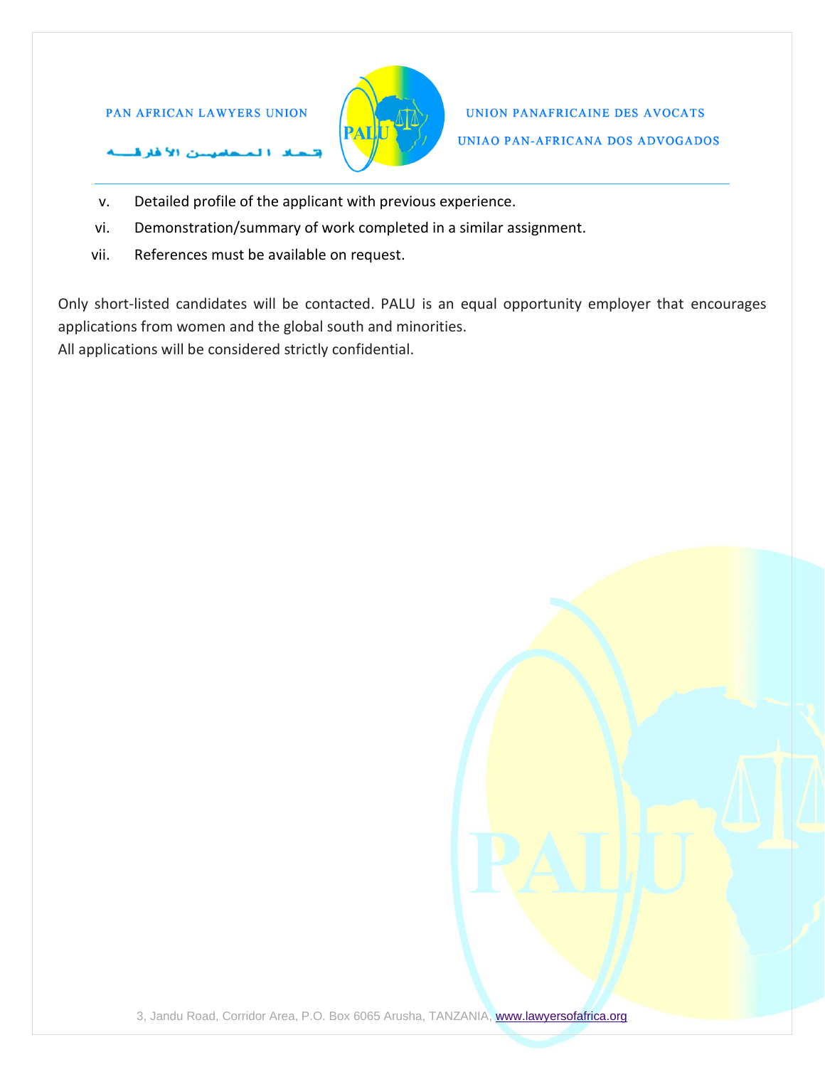v. Detailed profile of the applicant with previous experience.

vi. Demonstration/summary of work completed in a similar assignment.

vii. References must be available on request.

Only short-listed candidates will be contacted. PALU is an equal opportunity employer that encourages applications from women and the global south and minorities.

All applications will be considered strictly confidential.